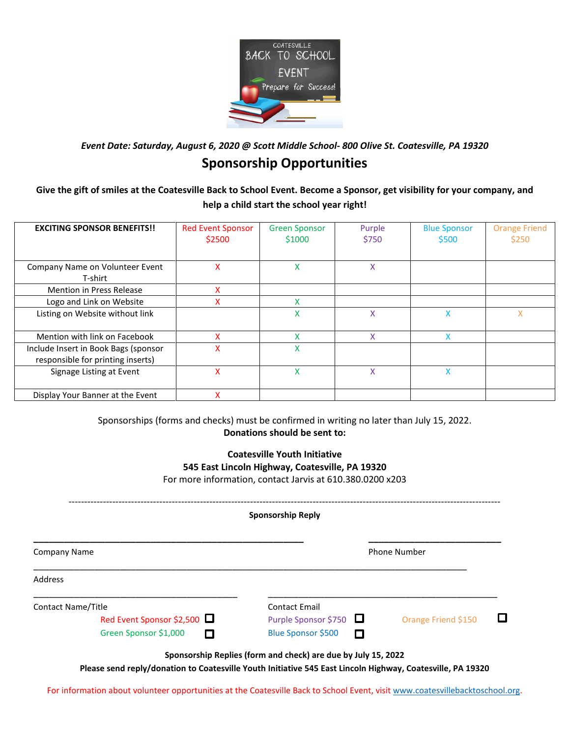COATESVILLE
BACK TO SCHOOL
EVENT
Prepare for Success!

***Event Date: Saturday, August 6, 2020 @ Scott Middle School- 800 Olive St. Coatesville, PA 19320***

# Sponsorship Opportunities

**Give the gift of smiles at the Coatesville Back to School Event. Become a Sponsor, get visibility for your company, and help a child start the school year right!**

| EXCITING SPONSOR BENEFITS!! | Red Event Sponsor $2500 | Green Sponsor $1000 | Purple $750 | Blue Sponsor $500 | Orange Friend $250 |
|---|---|---|---|---|---|
| Company Name on Volunteer Event T-shirt | X | X | X | | |
| Mention in Press Release | X | | | | |
| Logo and Link on Website | X | X | | | |
| Listing on Website without link | | X | X | X | X |
| Mention with link on Facebook | X | X | X | X | |
| Include Insert in Book Bags (sponsor responsible for printing inserts) | X | X | | | |
| Signage Listing at Event | X | X | X | X | |
| Display Your Banner at the Event | X | | | | |

Sponsorships (forms and checks) must be confirmed in writing no later than July 15, 2022.
**Donations should be sent to:**

**Coatesville Youth Initiative**
**545 East Lincoln Highway, Coatesville, PA 19320**
For more information, contact Jarvis at 610.380.0200 x203

---

**Sponsorship Reply**

______________________________ ______________________
Company Name Phone Number

______________________________________________
Address

______________________ ______________________
Contact Name/Title Contact Email

- ☐ Red Event Sponsor $2,500
- ☐ Green Sponsor $1,000
- ☐ Purple Sponsor $750
- ☐ Blue Sponsor $500
- ☐ Orange Friend $150

**Sponsorship Replies (form and check) are due by July 15, 2022**
**Please send reply/donation to Coatesville Youth Initiative 545 East Lincoln Highway, Coatesville, PA 19320**

For information about volunteer opportunities at the Coatesville Back to School Event, visit www.coatesvillebacktoschool.org.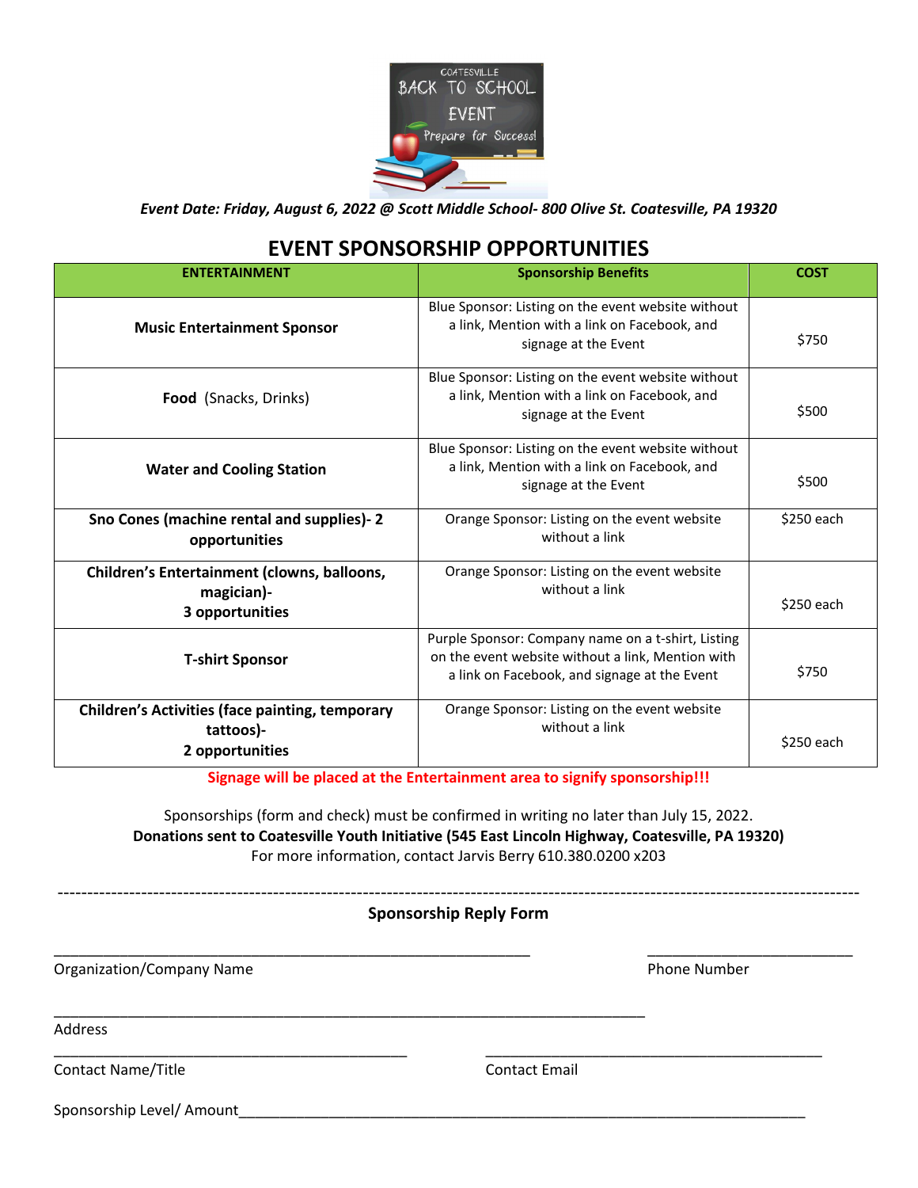COATESVILLE BACK TO SCHOOL EVENT Prepare for Success!

*Event Date: Friday, August 6, 2022 @ Scott Middle School- 800 Olive St. Coatesville, PA 19320*

## EVENT SPONSORSHIP OPPORTUNITIES

| ENTERTAINMENT | Sponsorship Benefits | COST |
|---|---|---|
| **Music Entertainment Sponsor** | Blue Sponsor: Listing on the event website without a link, Mention with a link on Facebook, and signage at the Event | $750 |
| **Food** (Snacks, Drinks) | Blue Sponsor: Listing on the event website without a link, Mention with a link on Facebook, and signage at the Event | $500 |
| **Water and Cooling Station** | Blue Sponsor: Listing on the event website without a link, Mention with a link on Facebook, and signage at the Event | $500 |
| **Sno Cones (machine rental and supplies)- 2 opportunities** | Orange Sponsor: Listing on the event website without a link | $250 each |
| **Children's Entertainment (clowns, balloons, magician)- 3 opportunities** | Orange Sponsor: Listing on the event website without a link | $250 each |
| **T-shirt Sponsor** | Purple Sponsor: Company name on a t-shirt, Listing on the event website without a link, Mention with a link on Facebook, and signage at the Event | $750 |
| **Children's Activities (face painting, temporary tattoos)- 2 opportunities** | Orange Sponsor: Listing on the event website without a link | $250 each |

**Signage will be placed at the Entertainment area to signify sponsorship!!!**

Sponsorships (form and check) must be confirmed in writing no later than July 15, 2022.
**Donations sent to Coatesville Youth Initiative (545 East Lincoln Highway, Coatesville, PA 19320)**
For more information, contact Jarvis Berry 610.380.0200 x203

---

**Sponsorship Reply Form**

______________________________________________ ____________________

Organization/Company Name Phone Number

__________________________________________________________

Address

___________________________________ ________________________________

Contact Name/Title Contact Email

Sponsorship Level/ Amount______________________________________________________